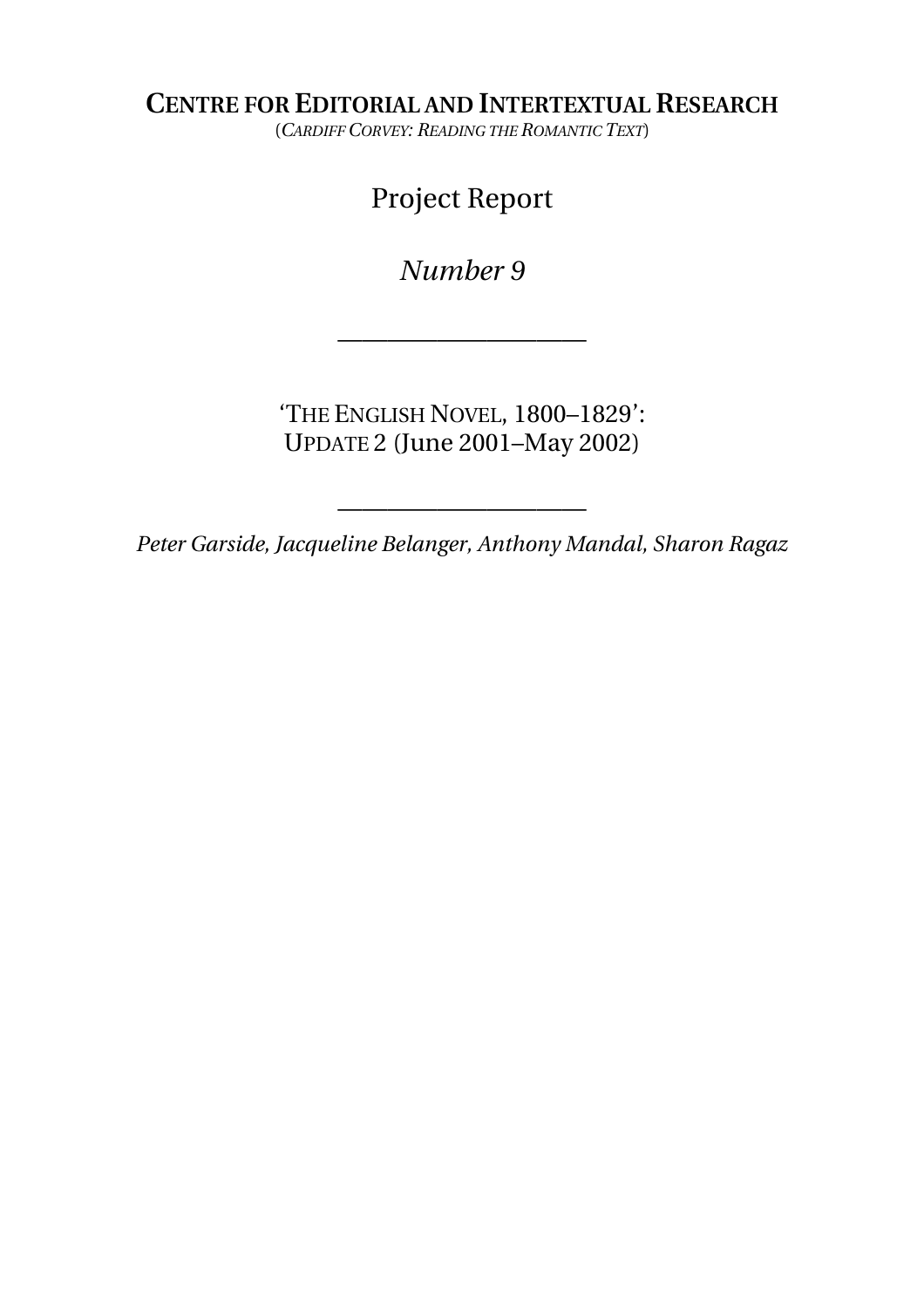**CENTRE FOR EDITORIAL AND INTERTEXTUAL RESEARCH**

(*CARDIFF CORVEY: READING THE ROMANTIC TEXT*)

# Project Report

## *Number 9*

---

'THE ENGLISH NOVEL, 1800–1829':
UPDATE 2 (June 2001–May 2002)

---

*Peter Garside, Jacqueline Belanger, Anthony Mandal, Sharon Ragaz*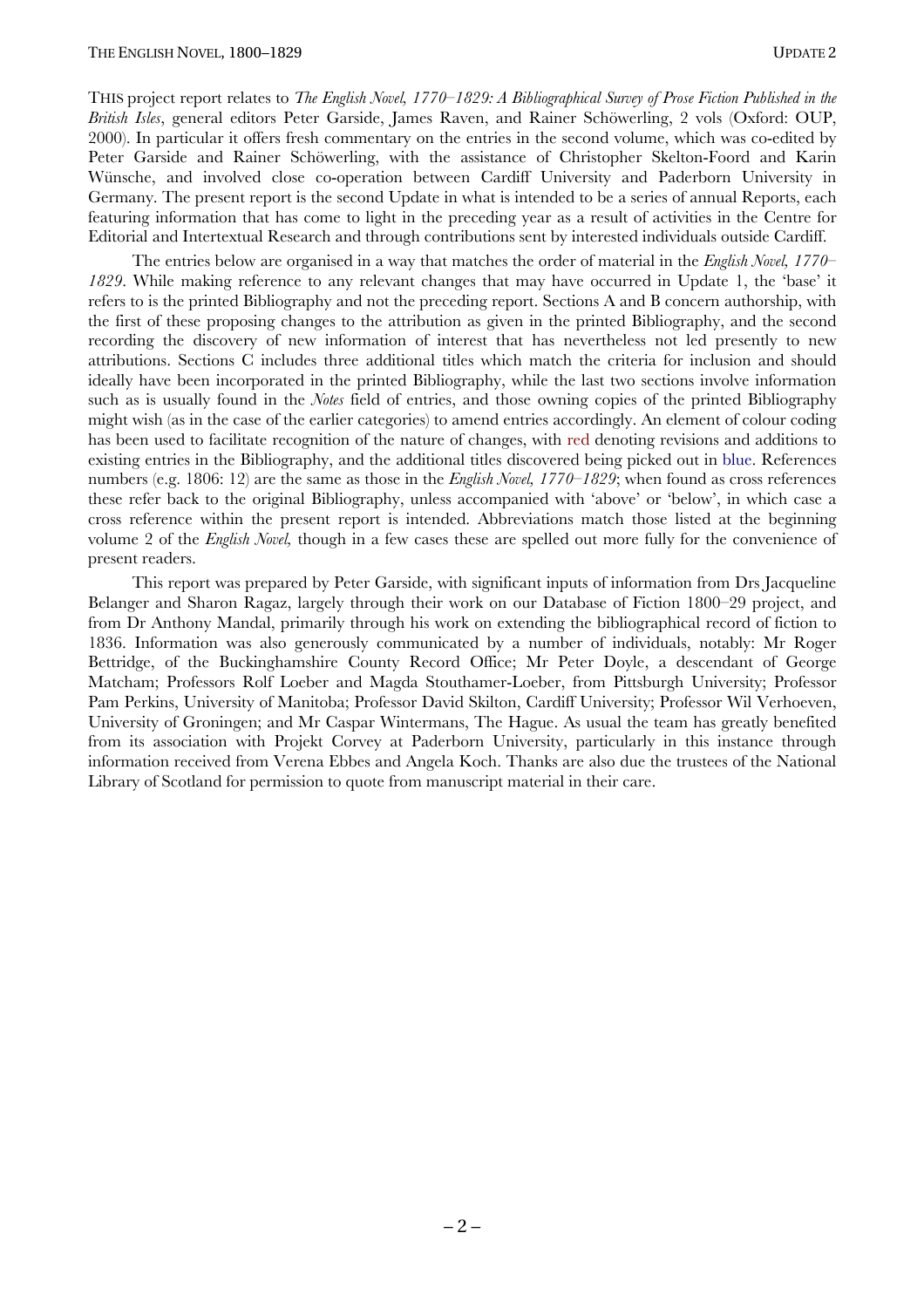THIS project report relates to *The English Novel, 1770–1829: A Bibliographical Survey of Prose Fiction Published in the British Isles*, general editors Peter Garside, James Raven, and Rainer Schöwerling, 2 vols (Oxford: OUP, 2000). In particular it offers fresh commentary on the entries in the second volume, which was co-edited by Peter Garside and Rainer Schöwerling, with the assistance of Christopher Skelton-Foord and Karin Wünsche, and involved close co-operation between Cardiff University and Paderborn University in Germany. The present report is the second Update in what is intended to be a series of annual Reports, each featuring information that has come to light in the preceding year as a result of activities in the Centre for Editorial and Intertextual Research and through contributions sent by interested individuals outside Cardiff.

The entries below are organised in a way that matches the order of material in the *English Novel, 1770–1829*. While making reference to any relevant changes that may have occurred in Update 1, the 'base' it refers to is the printed Bibliography and not the preceding report. Sections A and B concern authorship, with the first of these proposing changes to the attribution as given in the printed Bibliography, and the second recording the discovery of new information of interest that has nevertheless not led presently to new attributions. Sections C includes three additional titles which match the criteria for inclusion and should ideally have been incorporated in the printed Bibliography, while the last two sections involve information such as is usually found in the *Notes* field of entries, and those owning copies of the printed Bibliography might wish (as in the case of the earlier categories) to amend entries accordingly. An element of colour coding has been used to facilitate recognition of the nature of changes, with red denoting revisions and additions to existing entries in the Bibliography, and the additional titles discovered being picked out in blue. References numbers (e.g. 1806: 12) are the same as those in the *English Novel, 1770–1829*; when found as cross references these refer back to the original Bibliography, unless accompanied with 'above' or 'below', in which case a cross reference within the present report is intended. Abbreviations match those listed at the beginning volume 2 of the *English Novel,* though in a few cases these are spelled out more fully for the convenience of present readers.

This report was prepared by Peter Garside, with significant inputs of information from Drs Jacqueline Belanger and Sharon Ragaz, largely through their work on our Database of Fiction 1800–29 project, and from Dr Anthony Mandal, primarily through his work on extending the bibliographical record of fiction to 1836. Information was also generously communicated by a number of individuals, notably: Mr Roger Bettridge, of the Buckinghamshire County Record Office; Mr Peter Doyle, a descendant of George Matcham; Professors Rolf Loeber and Magda Stouthamer-Loeber, from Pittsburgh University; Professor Pam Perkins, University of Manitoba; Professor David Skilton, Cardiff University; Professor Wil Verhoeven, University of Groningen; and Mr Caspar Wintermans, The Hague. As usual the team has greatly benefited from its association with Projekt Corvey at Paderborn University, particularly in this instance through information received from Verena Ebbes and Angela Koch. Thanks are also due the trustees of the National Library of Scotland for permission to quote from manuscript material in their care.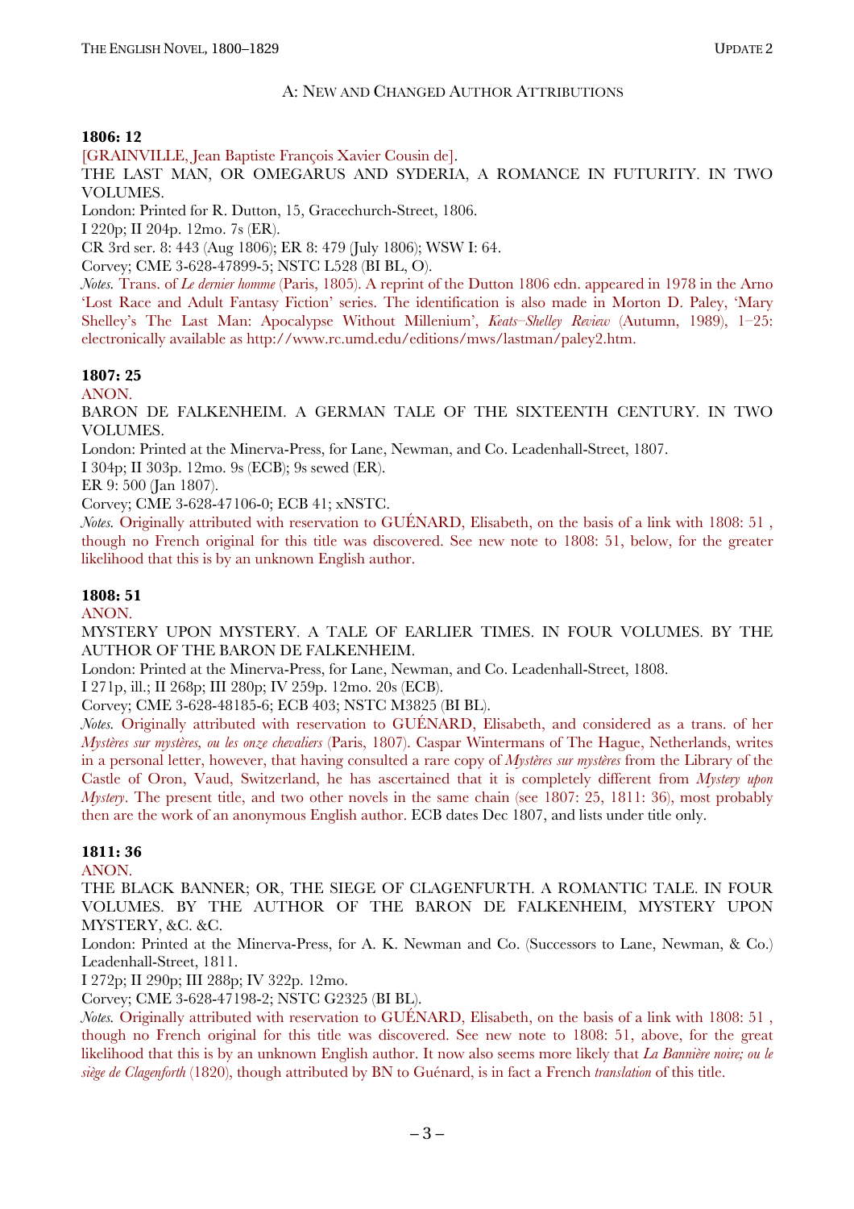## A: NEW AND CHANGED AUTHOR ATTRIBUTIONS

**1806: 12**

[GRAINVILLE, Jean Baptiste François Xavier Cousin de].

THE LAST MAN, OR OMEGARUS AND SYDERIA, A ROMANCE IN FUTURITY. IN TWO VOLUMES.

London: Printed for R. Dutton, 15, Gracechurch-Street, 1806.

I 220p; II 204p. 12mo. 7s (ER).

CR 3rd ser. 8: 443 (Aug 1806); ER 8: 479 (July 1806); WSW I: 64.

Corvey; CME 3-628-47899-5; NSTC L528 (BI BL, O).

*Notes.* Trans. of *Le dernier homme* (Paris, 1805). A reprint of the Dutton 1806 edn. appeared in 1978 in the Arno 'Lost Race and Adult Fantasy Fiction' series. The identification is also made in Morton D. Paley, 'Mary Shelley's The Last Man: Apocalypse Without Millenium', *Keats–Shelley Review* (Autumn, 1989), 1–25: electronically available as http://www.rc.umd.edu/editions/mws/lastman/paley2.htm.

**1807: 25**

ANON.

BARON DE FALKENHEIM. A GERMAN TALE OF THE SIXTEENTH CENTURY. IN TWO VOLUMES.

London: Printed at the Minerva-Press, for Lane, Newman, and Co. Leadenhall-Street, 1807.

I 304p; II 303p. 12mo. 9s (ECB); 9s sewed (ER).

ER 9: 500 (Jan 1807).

Corvey; CME 3-628-47106-0; ECB 41; xNSTC.

*Notes.* Originally attributed with reservation to GUÉNARD, Elisabeth, on the basis of a link with 1808: 51 , though no French original for this title was discovered. See new note to 1808: 51, below, for the greater likelihood that this is by an unknown English author.

**1808: 51**

ANON.

MYSTERY UPON MYSTERY. A TALE OF EARLIER TIMES. IN FOUR VOLUMES. BY THE AUTHOR OF THE BARON DE FALKENHEIM.

London: Printed at the Minerva-Press, for Lane, Newman, and Co. Leadenhall-Street, 1808.

I 271p, ill.; II 268p; III 280p; IV 259p. 12mo. 20s (ECB).

Corvey; CME 3-628-48185-6; ECB 403; NSTC M3825 (BI BL).

*Notes.* Originally attributed with reservation to GUÉNARD, Elisabeth, and considered as a trans. of her *Mystères sur mystères, ou les onze chevaliers* (Paris, 1807). Caspar Wintermans of The Hague, Netherlands, writes in a personal letter, however, that having consulted a rare copy of *Mystères sur mystères* from the Library of the Castle of Oron, Vaud, Switzerland, he has ascertained that it is completely different from *Mystery upon Mystery*. The present title, and two other novels in the same chain (see 1807: 25, 1811: 36), most probably then are the work of an anonymous English author. ECB dates Dec 1807, and lists under title only.

**1811: 36**

ANON.

THE BLACK BANNER; OR, THE SIEGE OF CLAGENFURTH. A ROMANTIC TALE. IN FOUR VOLUMES. BY THE AUTHOR OF THE BARON DE FALKENHEIM, MYSTERY UPON MYSTERY, &C. &C.

London: Printed at the Minerva-Press, for A. K. Newman and Co. (Successors to Lane, Newman, & Co.) Leadenhall-Street, 1811.

I 272p; II 290p; III 288p; IV 322p. 12mo.

Corvey; CME 3-628-47198-2; NSTC G2325 (BI BL).

*Notes.* Originally attributed with reservation to GUÉNARD, Elisabeth, on the basis of a link with 1808: 51 , though no French original for this title was discovered. See new note to 1808: 51, above, for the great likelihood that this is by an unknown English author. It now also seems more likely that *La Bannière noire; ou le siège de Clagenforth* (1820), though attributed by BN to Guénard, is in fact a French *translation* of this title.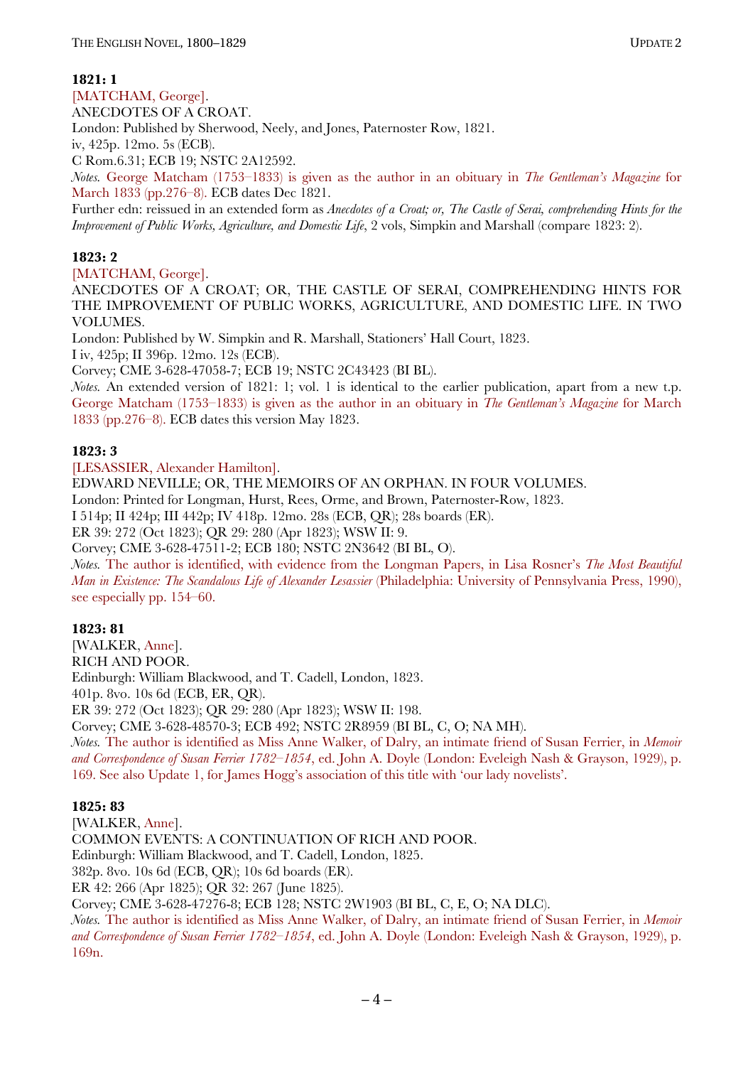### 1821: 1

[MATCHAM, George].

ANECDOTES OF A CROAT.

London: Published by Sherwood, Neely, and Jones, Paternoster Row, 1821.

iv, 425p. 12mo. 5s (ECB).

C Rom.6.31; ECB 19; NSTC 2A12592.

*Notes.* George Matcham (1753–1833) is given as the author in an obituary in *The Gentleman's Magazine* for March 1833 (pp.276–8). ECB dates Dec 1821.

Further edn: reissued in an extended form as *Anecdotes of a Croat; or, The Castle of Serai, comprehending Hints for the Improvement of Public Works, Agriculture, and Domestic Life*, 2 vols, Simpkin and Marshall (compare 1823: 2).

### 1823: 2

[MATCHAM, George].

ANECDOTES OF A CROAT; OR, THE CASTLE OF SERAI, COMPREHENDING HINTS FOR THE IMPROVEMENT OF PUBLIC WORKS, AGRICULTURE, AND DOMESTIC LIFE. IN TWO VOLUMES.

London: Published by W. Simpkin and R. Marshall, Stationers' Hall Court, 1823.

I iv, 425p; II 396p. 12mo. 12s (ECB).

Corvey; CME 3-628-47058-7; ECB 19; NSTC 2C43423 (BI BL).

*Notes.* An extended version of 1821: 1; vol. 1 is identical to the earlier publication, apart from a new t.p. George Matcham (1753–1833) is given as the author in an obituary in *The Gentleman's Magazine* for March 1833 (pp.276–8). ECB dates this version May 1823.

### 1823: 3

[LESASSIER, Alexander Hamilton].

EDWARD NEVILLE; OR, THE MEMOIRS OF AN ORPHAN. IN FOUR VOLUMES.

London: Printed for Longman, Hurst, Rees, Orme, and Brown, Paternoster-Row, 1823.

I 514p; II 424p; III 442p; IV 418p. 12mo. 28s (ECB, QR); 28s boards (ER).

ER 39: 272 (Oct 1823); QR 29: 280 (Apr 1823); WSW II: 9.

Corvey; CME 3-628-47511-2; ECB 180; NSTC 2N3642 (BI BL, O).

*Notes.* The author is identified, with evidence from the Longman Papers, in Lisa Rosner's *The Most Beautiful Man in Existence: The Scandalous Life of Alexander Lesassier* (Philadelphia: University of Pennsylvania Press, 1990), see especially pp. 154–60.

### 1823: 81

[WALKER, Anne].

RICH AND POOR.

Edinburgh: William Blackwood, and T. Cadell, London, 1823.

401p. 8vo. 10s 6d (ECB, ER, QR).

ER 39: 272 (Oct 1823); QR 29: 280 (Apr 1823); WSW II: 198.

Corvey; CME 3-628-48570-3; ECB 492; NSTC 2R8959 (BI BL, C, O; NA MH).

*Notes.* The author is identified as Miss Anne Walker, of Dalry, an intimate friend of Susan Ferrier, in *Memoir and Correspondence of Susan Ferrier 1782–1854*, ed. John A. Doyle (London: Eveleigh Nash & Grayson, 1929), p. 169. See also Update 1, for James Hogg's association of this title with 'our lady novelists'.

### 1825: 83

[WALKER, Anne].

COMMON EVENTS: A CONTINUATION OF RICH AND POOR.

Edinburgh: William Blackwood, and T. Cadell, London, 1825.

382p. 8vo. 10s 6d (ECB, QR); 10s 6d boards (ER).

ER 42: 266 (Apr 1825); QR 32: 267 (June 1825).

Corvey; CME 3-628-47276-8; ECB 128; NSTC 2W1903 (BI BL, C, E, O; NA DLC).

*Notes.* The author is identified as Miss Anne Walker, of Dalry, an intimate friend of Susan Ferrier, in *Memoir and Correspondence of Susan Ferrier 1782–1854*, ed. John A. Doyle (London: Eveleigh Nash & Grayson, 1929), p. 169n.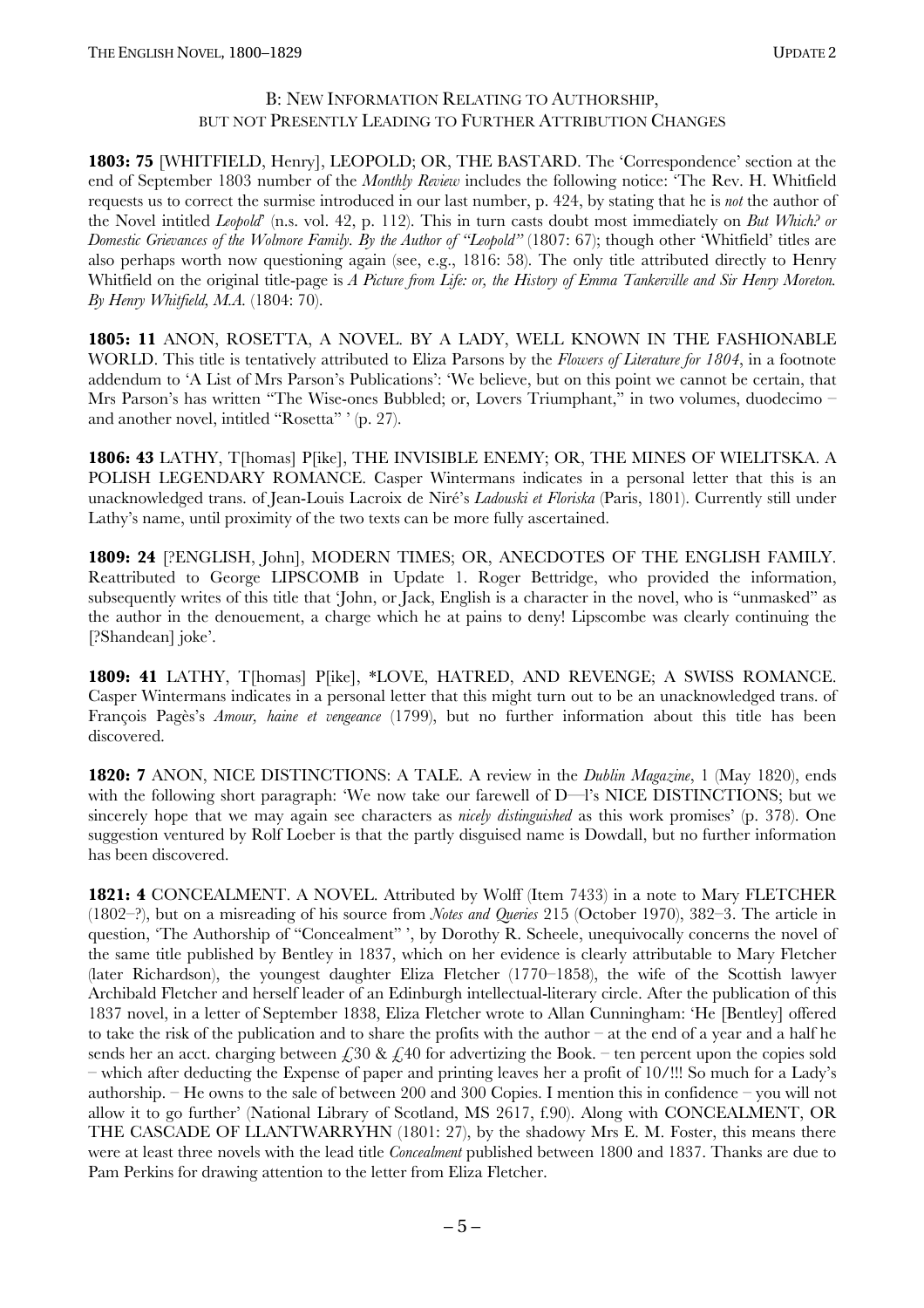## B: New Information Relating to Authorship, but not Presently Leading to Further Attribution Changes

**1803: 75** [WHITFIELD, Henry], LEOPOLD; OR, THE BASTARD. The 'Correspondence' section at the end of September 1803 number of the *Monthly Review* includes the following notice: 'The Rev. H. Whitfield requests us to correct the surmise introduced in our last number, p. 424, by stating that he is *not* the author of the Novel intitled *Leopold*' (n.s. vol. 42, p. 112). This in turn casts doubt most immediately on *But Which? or Domestic Grievances of the Wolmore Family. By the Author of "Leopold"* (1807: 67); though other 'Whitfield' titles are also perhaps worth now questioning again (see, e.g., 1816: 58). The only title attributed directly to Henry Whitfield on the original title-page is *A Picture from Life: or, the History of Emma Tankerville and Sir Henry Moreton. By Henry Whitfield, M.A.* (1804: 70).

**1805: 11** ANON, ROSETTA, A NOVEL. BY A LADY, WELL KNOWN IN THE FASHIONABLE WORLD. This title is tentatively attributed to Eliza Parsons by the *Flowers of Literature for 1804*, in a footnote addendum to 'A List of Mrs Parson's Publications': 'We believe, but on this point we cannot be certain, that Mrs Parson's has written "The Wise-ones Bubbled; or, Lovers Triumphant," in two volumes, duodecimo – and another novel, intitled "Rosetta" ' (p. 27).

**1806: 43** LATHY, T[homas] P[ike], THE INVISIBLE ENEMY; OR, THE MINES OF WIELITSKA. A POLISH LEGENDARY ROMANCE. Casper Wintermans indicates in a personal letter that this is an unacknowledged trans. of Jean-Louis Lacroix de Niré's *Ladouski et Floriska* (Paris, 1801). Currently still under Lathy's name, until proximity of the two texts can be more fully ascertained.

**1809: 24** [?ENGLISH, John], MODERN TIMES; OR, ANECDOTES OF THE ENGLISH FAMILY. Reattributed to George LIPSCOMB in Update 1. Roger Bettridge, who provided the information, subsequently writes of this title that 'John, or Jack, English is a character in the novel, who is "unmasked" as the author in the denouement, a charge which he at pains to deny! Lipscombe was clearly continuing the [?Shandean] joke'.

**1809: 41** LATHY, T[homas] P[ike], *LOVE, HATRED, AND REVENGE; A SWISS ROMANCE. Casper Wintermans indicates in a personal letter that this might turn out to be an unacknowledged trans. of François Pagès's *Amour, haine et vengeance* (1799), but no further information about this title has been discovered.

**1820: 7** ANON, NICE DISTINCTIONS: A TALE. A review in the *Dublin Magazine*, 1 (May 1820), ends with the following short paragraph: 'We now take our farewell of D—l's NICE DISTINCTIONS; but we sincerely hope that we may again see characters as *nicely distinguished* as this work promises' (p. 378). One suggestion ventured by Rolf Loeber is that the partly disguised name is Dowdall, but no further information has been discovered.

**1821: 4** CONCEALMENT. A NOVEL. Attributed by Wolff (Item 7433) in a note to Mary FLETCHER (1802–?), but on a misreading of his source from *Notes and Queries* 215 (October 1970), 382–3. The article in question, 'The Authorship of "Concealment" ', by Dorothy R. Scheele, unequivocally concerns the novel of the same title published by Bentley in 1837, which on her evidence is clearly attributable to Mary Fletcher (later Richardson), the youngest daughter Eliza Fletcher (1770–1858), the wife of the Scottish lawyer Archibald Fletcher and herself leader of an Edinburgh intellectual-literary circle. After the publication of this 1837 novel, in a letter of September 1838, Eliza Fletcher wrote to Allan Cunningham: 'He [Bentley] offered to take the risk of the publication and to share the profits with the author – at the end of a year and a half he sends her an acct. charging between £30 & £40 for advertizing the Book. – ten percent upon the copies sold – which after deducting the Expense of paper and printing leaves her a profit of 10/!!! So much for a Lady's authorship. – He owns to the sale of between 200 and 300 Copies. I mention this in confidence – you will not allow it to go further' (National Library of Scotland, MS 2617, f.90). Along with CONCEALMENT, OR THE CASCADE OF LLANTWARRYHN (1801: 27), by the shadowy Mrs E. M. Foster, this means there were at least three novels with the lead title *Concealment* published between 1800 and 1837. Thanks are due to Pam Perkins for drawing attention to the letter from Eliza Fletcher.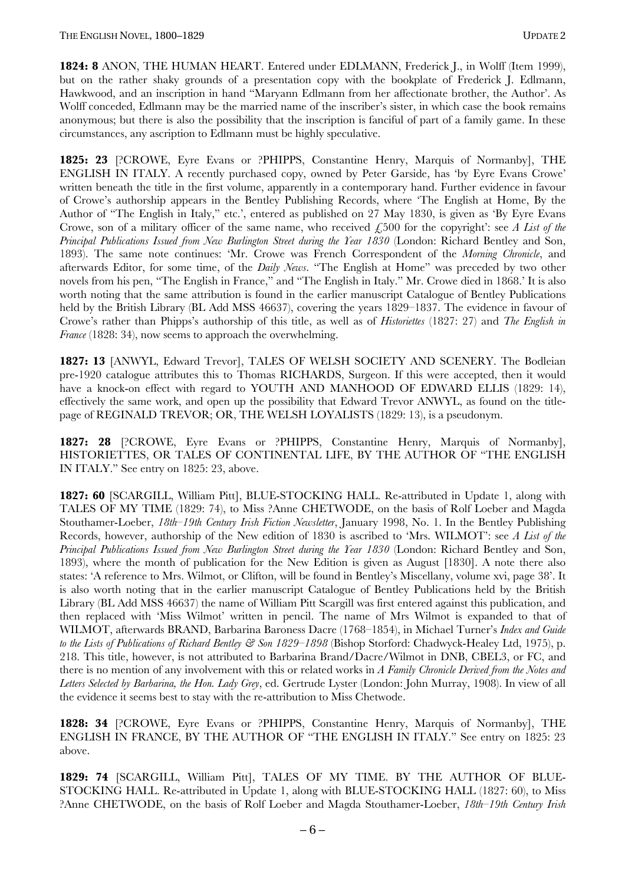**1824: 8** ANON, THE HUMAN HEART. Entered under EDLMANN, Frederick J., in Wolff (Item 1999), but on the rather shaky grounds of a presentation copy with the bookplate of Frederick J. Edlmann, Hawkwood, and an inscription in hand "Maryann Edlmann from her affectionate brother, the Author'. As Wolff conceded, Edlmann may be the married name of the inscriber's sister, in which case the book remains anonymous; but there is also the possibility that the inscription is fanciful of part of a family game. In these circumstances, any ascription to Edlmann must be highly speculative.

**1825: 23** [?CROWE, Eyre Evans or ?PHIPPS, Constantine Henry, Marquis of Normanby], THE ENGLISH IN ITALY. A recently purchased copy, owned by Peter Garside, has 'by Eyre Evans Crowe' written beneath the title in the first volume, apparently in a contemporary hand. Further evidence in favour of Crowe's authorship appears in the Bentley Publishing Records, where 'The English at Home, By the Author of "The English in Italy," etc.', entered as published on 27 May 1830, is given as 'By Eyre Evans Crowe, son of a military officer of the same name, who received £500 for the copyright': see *A List of the Principal Publications Issued from New Burlington Street during the Year 1830* (London: Richard Bentley and Son, 1893). The same note continues: 'Mr. Crowe was French Correspondent of the *Morning Chronicle*, and afterwards Editor, for some time, of the *Daily News*. "The English at Home" was preceded by two other novels from his pen, "The English in France," and "The English in Italy." Mr. Crowe died in 1868.' It is also worth noting that the same attribution is found in the earlier manuscript Catalogue of Bentley Publications held by the British Library (BL Add MSS 46637), covering the years 1829–1837. The evidence in favour of Crowe's rather than Phipps's authorship of this title, as well as of *Historiettes* (1827: 27) and *The English in France* (1828: 34), now seems to approach the overwhelming.

**1827: 13** [ANWYL, Edward Trevor], TALES OF WELSH SOCIETY AND SCENERY. The Bodleian pre-1920 catalogue attributes this to Thomas RICHARDS, Surgeon. If this were accepted, then it would have a knock-on effect with regard to YOUTH AND MANHOOD OF EDWARD ELLIS (1829: 14), effectively the same work, and open up the possibility that Edward Trevor ANWYL, as found on the title-page of REGINALD TREVOR; OR, THE WELSH LOYALISTS (1829: 13), is a pseudonym.

**1827: 28** [?CROWE, Eyre Evans or ?PHIPPS, Constantine Henry, Marquis of Normanby], HISTORIETTES, OR TALES OF CONTINENTAL LIFE, BY THE AUTHOR OF "THE ENGLISH IN ITALY." See entry on 1825: 23, above.

**1827: 60** [SCARGILL, William Pitt], BLUE-STOCKING HALL. Re-attributed in Update 1, along with TALES OF MY TIME (1829: 74), to Miss ?Anne CHETWODE, on the basis of Rolf Loeber and Magda Stouthamer-Loeber, *18th–19th Century Irish Fiction Newsletter*, January 1998, No. 1. In the Bentley Publishing Records, however, authorship of the New edition of 1830 is ascribed to 'Mrs. WILMOT': see *A List of the Principal Publications Issued from New Burlington Street during the Year 1830* (London: Richard Bentley and Son, 1893), where the month of publication for the New Edition is given as August [1830]. A note there also states: 'A reference to Mrs. Wilmot, or Clifton, will be found in Bentley's Miscellany, volume xvi, page 38'. It is also worth noting that in the earlier manuscript Catalogue of Bentley Publications held by the British Library (BL Add MSS 46637) the name of William Pitt Scargill was first entered against this publication, and then replaced with 'Miss Wilmot' written in pencil. The name of Mrs Wilmot is expanded to that of WILMOT, afterwards BRAND, Barbarina Baroness Dacre (1768–1854), in Michael Turner's *Index and Guide to the Lists of Publications of Richard Bentley & Son 1829–1898* (Bishop Storford: Chadwyck-Healey Ltd, 1975), p. 218. This title, however, is not attributed to Barbarina Brand/Dacre/Wilmot in DNB, CBEL3, or FC, and there is no mention of any involvement with this or related works in *A Family Chronicle Derived from the Notes and Letters Selected by Barbarina, the Hon. Lady Grey*, ed. Gertrude Lyster (London: John Murray, 1908). In view of all the evidence it seems best to stay with the re-attribution to Miss Chetwode.

**1828: 34** [?CROWE, Eyre Evans or ?PHIPPS, Constantine Henry, Marquis of Normanby], THE ENGLISH IN FRANCE, BY THE AUTHOR OF "THE ENGLISH IN ITALY." See entry on 1825: 23 above.

**1829: 74** [SCARGILL, William Pitt], TALES OF MY TIME. BY THE AUTHOR OF BLUE-STOCKING HALL. Re-attributed in Update 1, along with BLUE-STOCKING HALL (1827: 60), to Miss ?Anne CHETWODE, on the basis of Rolf Loeber and Magda Stouthamer-Loeber, *18th–19th Century Irish*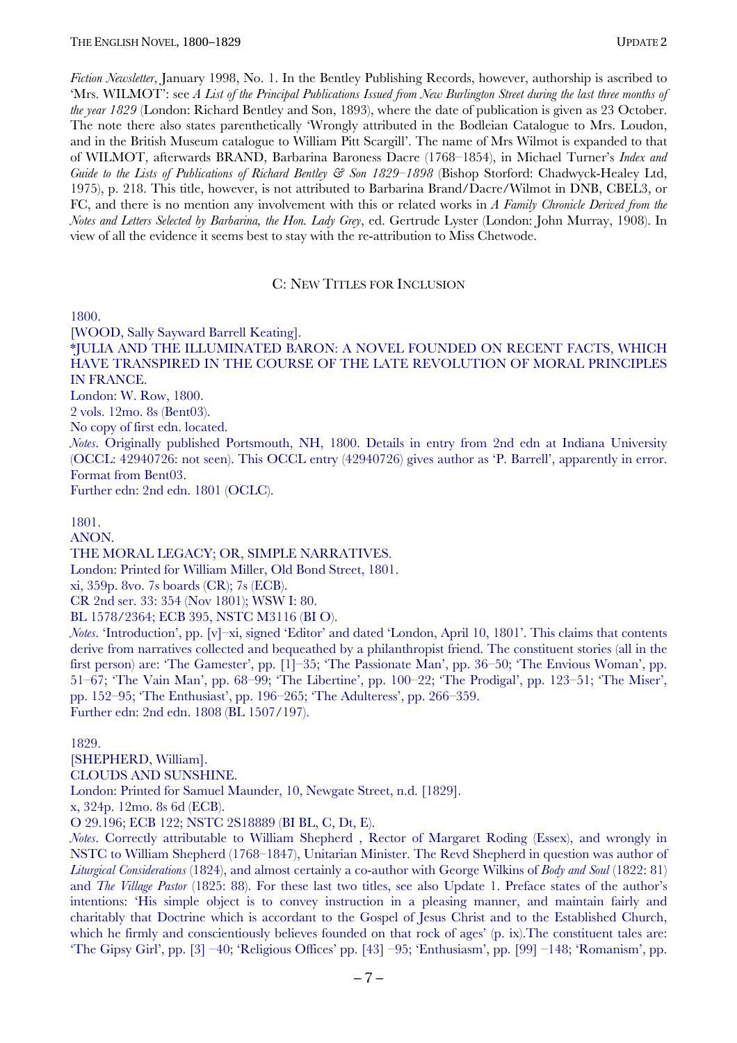*Fiction Newsletter*, January 1998, No. 1. In the Bentley Publishing Records, however, authorship is ascribed to 'Mrs. WILMOT': see *A List of the Principal Publications Issued from New Burlington Street during the last three months of the year 1829* (London: Richard Bentley and Son, 1893), where the date of publication is given as 23 October. The note there also states parenthetically 'Wrongly attributed in the Bodleian Catalogue to Mrs. Loudon, and in the British Museum catalogue to William Pitt Scargill'. The name of Mrs Wilmot is expanded to that of WILMOT, afterwards BRAND, Barbarina Baroness Dacre (1768–1854), in Michael Turner's *Index and Guide to the Lists of Publications of Richard Bentley & Son 1829–1898* (Bishop Storford: Chadwyck-Healey Ltd, 1975), p. 218. This title, however, is not attributed to Barbarina Brand/Dacre/Wilmot in DNB, CBEL3, or FC, and there is no mention any involvement with this or related works in *A Family Chronicle Derived from the Notes and Letters Selected by Barbarina, the Hon. Lady Grey*, ed. Gertrude Lyster (London: John Murray, 1908). In view of all the evidence it seems best to stay with the re-attribution to Miss Chetwode.

## C: NEW TITLES FOR INCLUSION

1800.
[WOOD, Sally Sayward Barrell Keating].
*JULIA AND THE ILLUMINATED BARON: A NOVEL FOUNDED ON RECENT FACTS, WHICH HAVE TRANSPIRED IN THE COURSE OF THE LATE REVOLUTION OF MORAL PRINCIPLES IN FRANCE.
London: W. Row, 1800.
2 vols. 12mo. 8s (Bent03).
No copy of first edn. located.
*Notes*. Originally published Portsmouth, NH, 1800. Details in entry from 2nd edn at Indiana University (OCCL: 42940726: not seen). This OCCL entry (42940726) gives author as 'P. Barrell', apparently in error. Format from Bent03.
Further edn: 2nd edn. 1801 (OCLC).

1801.
ANON.
THE MORAL LEGACY; OR, SIMPLE NARRATIVES.
London: Printed for William Miller, Old Bond Street, 1801.
xi, 359p. 8vo. 7s boards (CR); 7s (ECB).
CR 2nd ser. 33: 354 (Nov 1801); WSW I: 80.
BL 1578/2364; ECB 395, NSTC M3116 (BI O).
*Notes*. 'Introduction', pp. [v]–xi, signed 'Editor' and dated 'London, April 10, 1801'. This claims that contents derive from narratives collected and bequeathed by a philanthropist friend. The constituent stories (all in the first person) are: 'The Gamester', pp. [1]–35; 'The Passionate Man', pp. 36–50; 'The Envious Woman', pp. 51–67; 'The Vain Man', pp. 68–99; 'The Libertine', pp. 100–22; 'The Prodigal', pp. 123–51; 'The Miser', pp. 152–95; 'The Enthusiast', pp. 196–265; 'The Adulteress', pp. 266–359.
Further edn: 2nd edn. 1808 (BL 1507/197).

1829.
[SHEPHERD, William].
CLOUDS AND SUNSHINE.
London: Printed for Samuel Maunder, 10, Newgate Street, n.d. [1829].
x, 324p. 12mo. 8s 6d (ECB).
O 29.196; ECB 122; NSTC 2S18889 (BI BL, C, Dt, E).
*Notes*. Correctly attributable to William Shepherd , Rector of Margaret Roding (Essex), and wrongly in NSTC to William Shepherd (1768–1847), Unitarian Minister. The Revd Shepherd in question was author of *Liturgical Considerations* (1824), and almost certainly a co-author with George Wilkins of *Body and Soul* (1822: 81) and *The Village Pastor* (1825: 88). For these last two titles, see also Update 1. Preface states of the author's intentions: 'His simple object is to convey instruction in a pleasing manner, and maintain fairly and charitably that Doctrine which is accordant to the Gospel of Jesus Christ and to the Established Church, which he firmly and conscientiously believes founded on that rock of ages' (p. ix).The constituent tales are: 'The Gipsy Girl', pp. [3] –40; 'Religious Offices' pp. [43] –95; 'Enthusiasm', pp. [99] –148; 'Romanism', pp.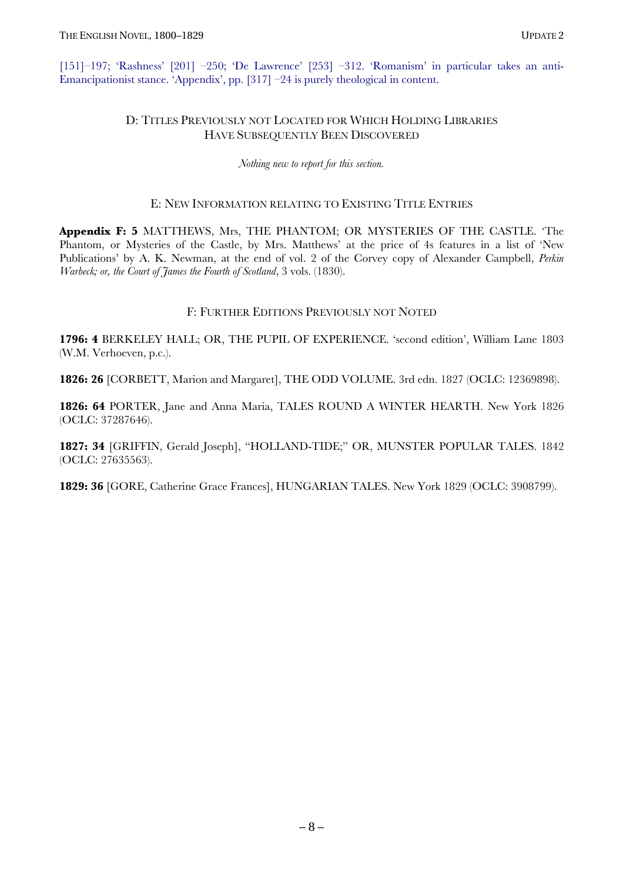[151]–197; 'Rashness' [201] –250; 'De Lawrence' [253] –312. 'Romanism' in particular takes an anti-Emancipationist stance. 'Appendix', pp. [317] –24 is purely theological in content.

## D: Titles Previously not Located for Which Holding Libraries Have Subsequently Been Discovered

*Nothing new to report for this section.*

## E: New Information relating to Existing Title Entries

**Appendix F: 5** MATTHEWS, Mrs, THE PHANTOM; OR MYSTERIES OF THE CASTLE. 'The Phantom, or Mysteries of the Castle, by Mrs. Matthews' at the price of 4s features in a list of 'New Publications' by A. K. Newman, at the end of vol. 2 of the Corvey copy of Alexander Campbell, *Perkin Warbeck; or, the Court of James the Fourth of Scotland*, 3 vols. (1830).

## F: Further Editions Previously not Noted

**1796: 4** BERKELEY HALL; OR, THE PUPIL OF EXPERIENCE. 'second edition', William Lane 1803 (W.M. Verhoeven, p.c.).

**1826: 26** [CORBETT, Marion and Margaret], THE ODD VOLUME. 3rd edn. 1827 (OCLC: 12369898).

**1826: 64** PORTER, Jane and Anna Maria, TALES ROUND A WINTER HEARTH. New York 1826 (OCLC: 37287646).

**1827: 34** [GRIFFIN, Gerald Joseph], "HOLLAND-TIDE;" OR, MUNSTER POPULAR TALES. 1842 (OCLC: 27635563).

**1829: 36** [GORE, Catherine Grace Frances], HUNGARIAN TALES. New York 1829 (OCLC: 3908799).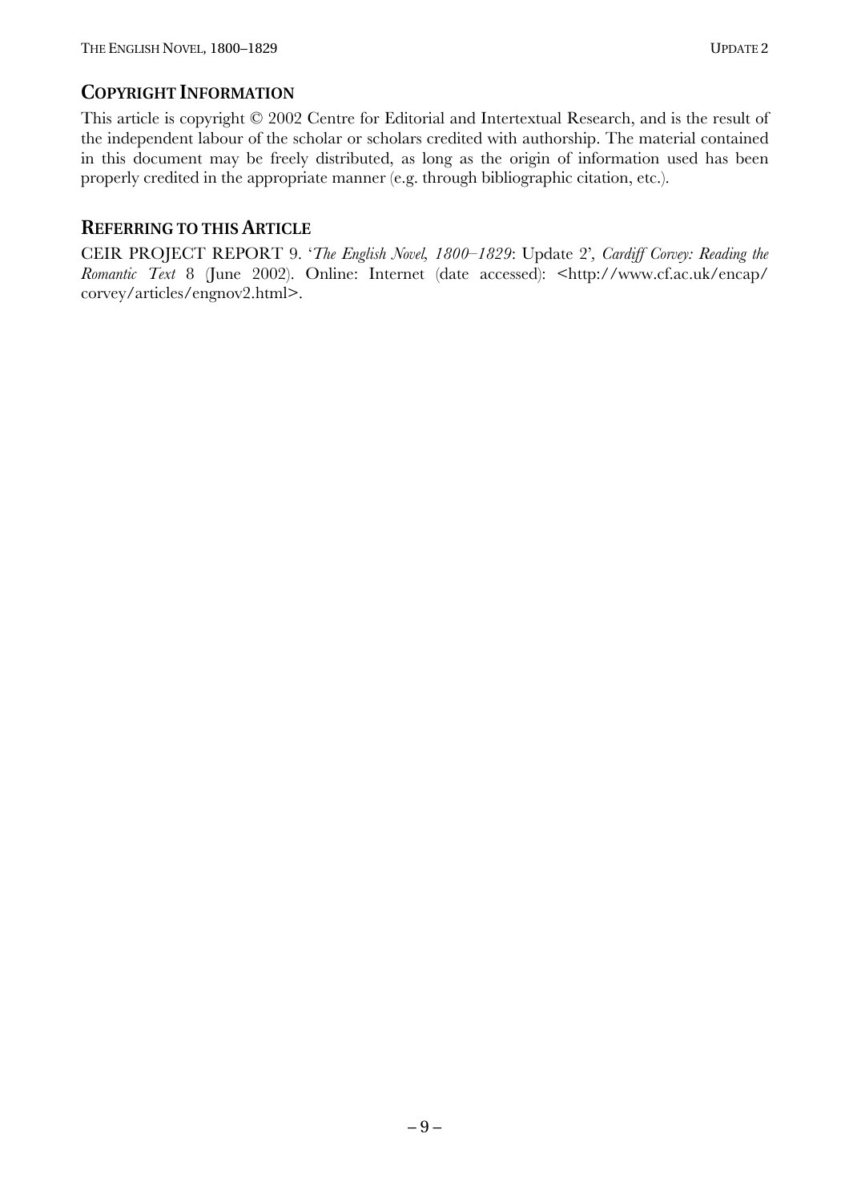## COPYRIGHT INFORMATION

This article is copyright © 2002 Centre for Editorial and Intertextual Research, and is the result of the independent labour of the scholar or scholars credited with authorship. The material contained in this document may be freely distributed, as long as the origin of information used has been properly credited in the appropriate manner (e.g. through bibliographic citation, etc.).

## REFERRING TO THIS ARTICLE

CEIR PROJECT REPORT 9. '*The English Novel, 1800–1829*: Update 2', *Cardiff Corvey: Reading the Romantic Text* 8 (June 2002). Online: Internet (date accessed): <http://www.cf.ac.uk/encap/corvey/articles/engnov2.html>.